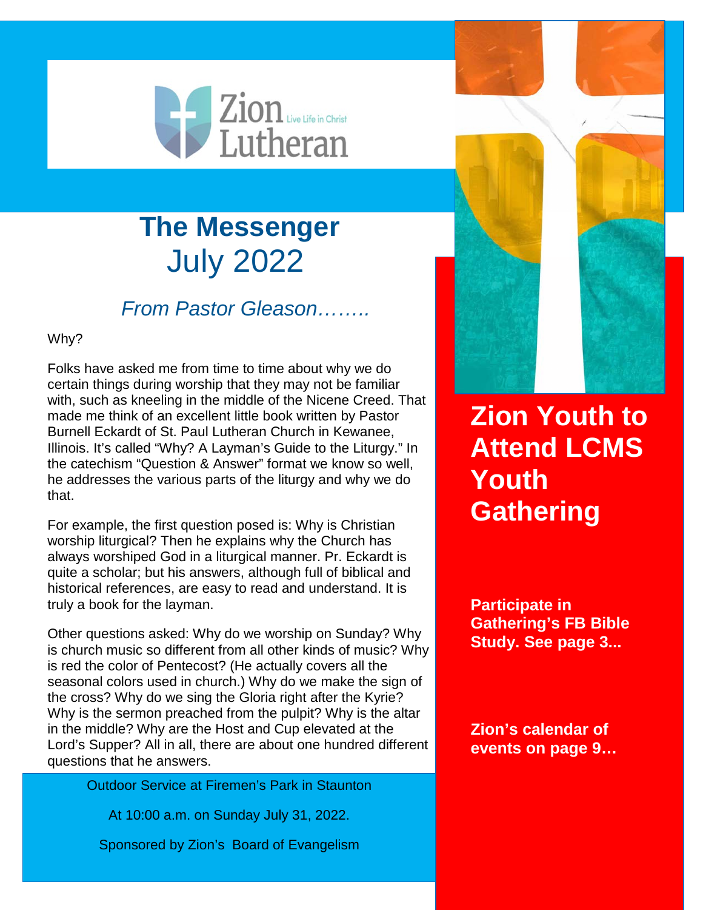Zion Lutheran

Live Life in Christ

# The Messenger
## July 2022

### *From Pastor Gleason……..*

Why?

Folks have asked me from time to time about why we do certain things during worship that they may not be familiar with, such as kneeling in the middle of the Nicene Creed. That made me think of an excellent little book written by Pastor Burnell Eckardt of St. Paul Lutheran Church in Kewanee, Illinois. It's called "Why? A Layman's Guide to the Liturgy." In the catechism "Question & Answer" format we know so well, he addresses the various parts of the liturgy and why we do that.

For example, the first question posed is: Why is Christian worship liturgical? Then he explains why the Church has always worshiped God in a liturgical manner. Pr. Eckardt is quite a scholar; but his answers, although full of biblical and historical references, are easy to read and understand. It is truly a book for the layman.

Other questions asked: Why do we worship on Sunday? Why is church music so different from all other kinds of music? Why is red the color of Pentecost? (He actually covers all the seasonal colors used in church.) Why do we make the sign of the cross? Why do we sing the Gloria right after the Kyrie? Why is the sermon preached from the pulpit? Why is the altar in the middle? Why are the Host and Cup elevated at the Lord's Supper? All in all, there are about one hundred different questions that he answers.

Outdoor Service at Firemen's Park in Staunton

At 10:00 a.m. on Sunday July 31, 2022.

Sponsored by Zion's Board of Evangelism

## Zion Youth to Attend LCMS Youth Gathering

**Participate in Gathering's FB Bible Study. See page 3...**

**Zion's calendar of events on page 9…**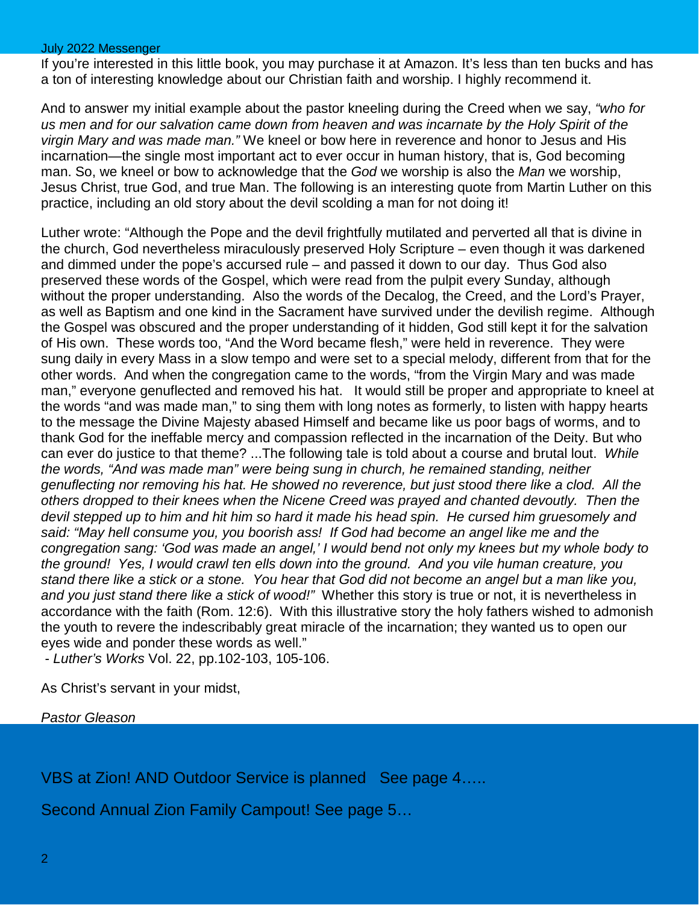If you're interested in this little book, you may purchase it at Amazon. It's less than ten bucks and has a ton of interesting knowledge about our Christian faith and worship. I highly recommend it.

And to answer my initial example about the pastor kneeling during the Creed when we say, *"who for us men and for our salvation came down from heaven and was incarnate by the Holy Spirit of the virgin Mary and was made man."* We kneel or bow here in reverence and honor to Jesus and His incarnation—the single most important act to ever occur in human history, that is, God becoming man. So, we kneel or bow to acknowledge that the *God* we worship is also the *Man* we worship, Jesus Christ, true God, and true Man. The following is an interesting quote from Martin Luther on this practice, including an old story about the devil scolding a man for not doing it!

Luther wrote: "Although the Pope and the devil frightfully mutilated and perverted all that is divine in the church, God nevertheless miraculously preserved Holy Scripture – even though it was darkened and dimmed under the pope's accursed rule – and passed it down to our day. Thus God also preserved these words of the Gospel, which were read from the pulpit every Sunday, although without the proper understanding. Also the words of the Decalog, the Creed, and the Lord's Prayer, as well as Baptism and one kind in the Sacrament have survived under the devilish regime. Although the Gospel was obscured and the proper understanding of it hidden, God still kept it for the salvation of His own. These words too, "And the Word became flesh," were held in reverence. They were sung daily in every Mass in a slow tempo and were set to a special melody, different from that for the other words. And when the congregation came to the words, "from the Virgin Mary and was made man," everyone genuflected and removed his hat. It would still be proper and appropriate to kneel at the words "and was made man," to sing them with long notes as formerly, to listen with happy hearts to the message the Divine Majesty abased Himself and became like us poor bags of worms, and to thank God for the ineffable mercy and compassion reflected in the incarnation of the Deity. But who can ever do justice to that theme? ...The following tale is told about a course and brutal lout. *While the words, "And was made man" were being sung in church, he remained standing, neither genuflecting nor removing his hat. He showed no reverence, but just stood there like a clod. All the others dropped to their knees when the Nicene Creed was prayed and chanted devoutly. Then the devil stepped up to him and hit him so hard it made his head spin. He cursed him gruesomely and said: "May hell consume you, you boorish ass! If God had become an angel like me and the congregation sang: 'God was made an angel,' I would bend not only my knees but my whole body to the ground! Yes, I would crawl ten ells down into the ground. And you vile human creature, you stand there like a stick or a stone. You hear that God did not become an angel but a man like you, and you just stand there like a stick of wood!"* Whether this story is true or not, it is nevertheless in accordance with the faith (Rom. 12:6). With this illustrative story the holy fathers wished to admonish the youth to revere the indescribably great miracle of the incarnation; they wanted us to open our eyes wide and ponder these words as well."

- *Luther's Works* Vol. 22, pp.102-103, 105-106.

As Christ's servant in your midst,

*Pastor Gleason*

VBS at Zion! AND Outdoor Service is planned See page 4…..

Second Annual Zion Family Campout! See page 5…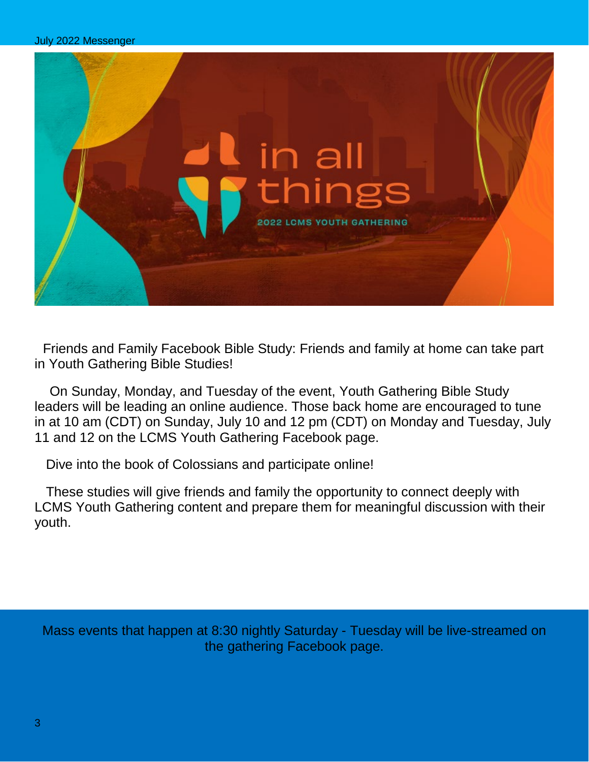Friends and Family Facebook Bible Study: Friends and family at home can take part in Youth Gathering Bible Studies!

On Sunday, Monday, and Tuesday of the event, Youth Gathering Bible Study leaders will be leading an online audience. Those back home are encouraged to tune in at 10 am (CDT) on Sunday, July 10 and 12 pm (CDT) on Monday and Tuesday, July 11 and 12 on the LCMS Youth Gathering Facebook page.

Dive into the book of Colossians and participate online!

These studies will give friends and family the opportunity to connect deeply with LCMS Youth Gathering content and prepare them for meaningful discussion with their youth.

Mass events that happen at 8:30 nightly Saturday - Tuesday will be live-streamed on the gathering Facebook page.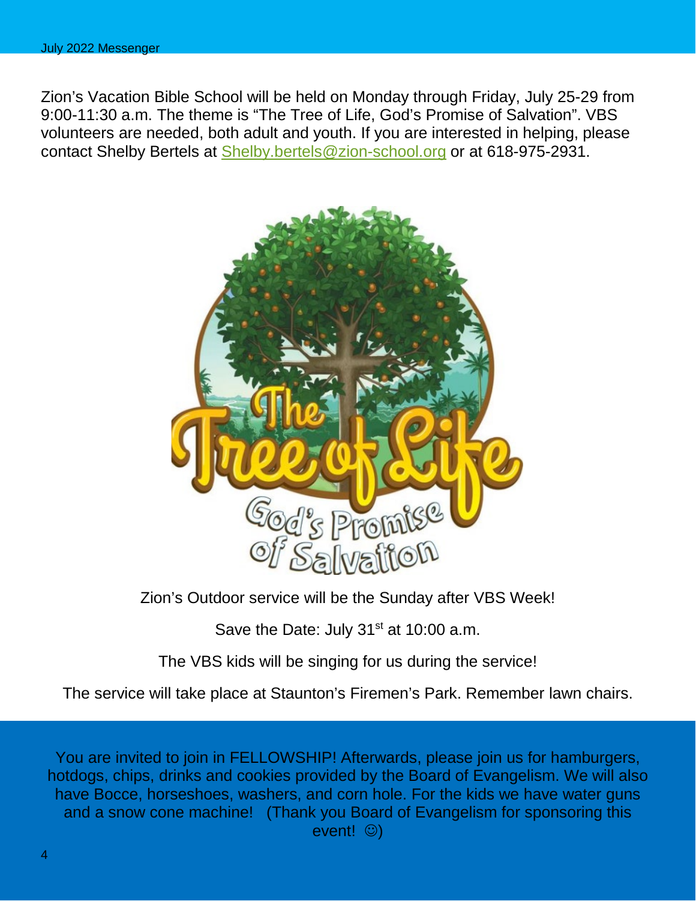Zion's Vacation Bible School will be held on Monday through Friday, July 25-29 from 9:00-11:30 a.m. The theme is "The Tree of Life, God's Promise of Salvation". VBS volunteers are needed, both adult and youth. If you are interested in helping, please contact Shelby Bertels at Shelby.bertels@zion-school.org or at 618-975-2931.

Zion's Outdoor service will be the Sunday after VBS Week!

Save the Date: July 31st at 10:00 a.m.

The VBS kids will be singing for us during the service!

The service will take place at Staunton's Firemen's Park. Remember lawn chairs.

You are invited to join in FELLOWSHIP! Afterwards, please join us for hamburgers, hotdogs, chips, drinks and cookies provided by the Board of Evangelism. We will also have Bocce, horseshoes, washers, and corn hole. For the kids we have water guns and a snow cone machine! (Thank you Board of Evangelism for sponsoring this event! ☺)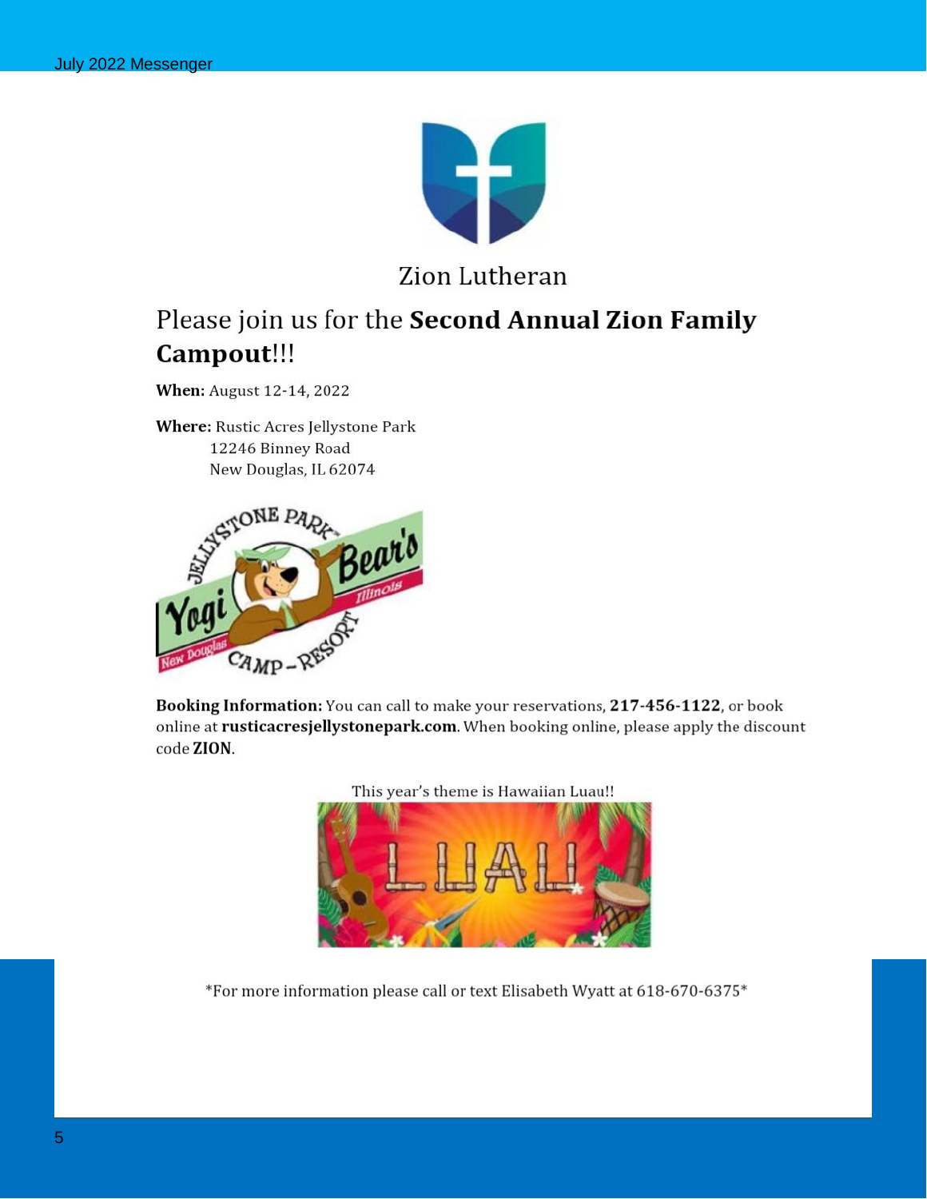Zion Lutheran

## Please join us for the **Second Annual Zion Family Campout**!!!

**When:** August 12-14, 2022

**Where:** Rustic Acres Jellystone Park
12246 Binney Road
New Douglas, IL 62074

**Booking Information:** You can call to make your reservations, **217-456-1122**, or book online at **rusticacresjellystonepark.com**. When booking online, please apply the discount code **ZION**.

This year's theme is Hawaiian Luau!!

*For more information please call or text Elisabeth Wyatt at 618-670-6375*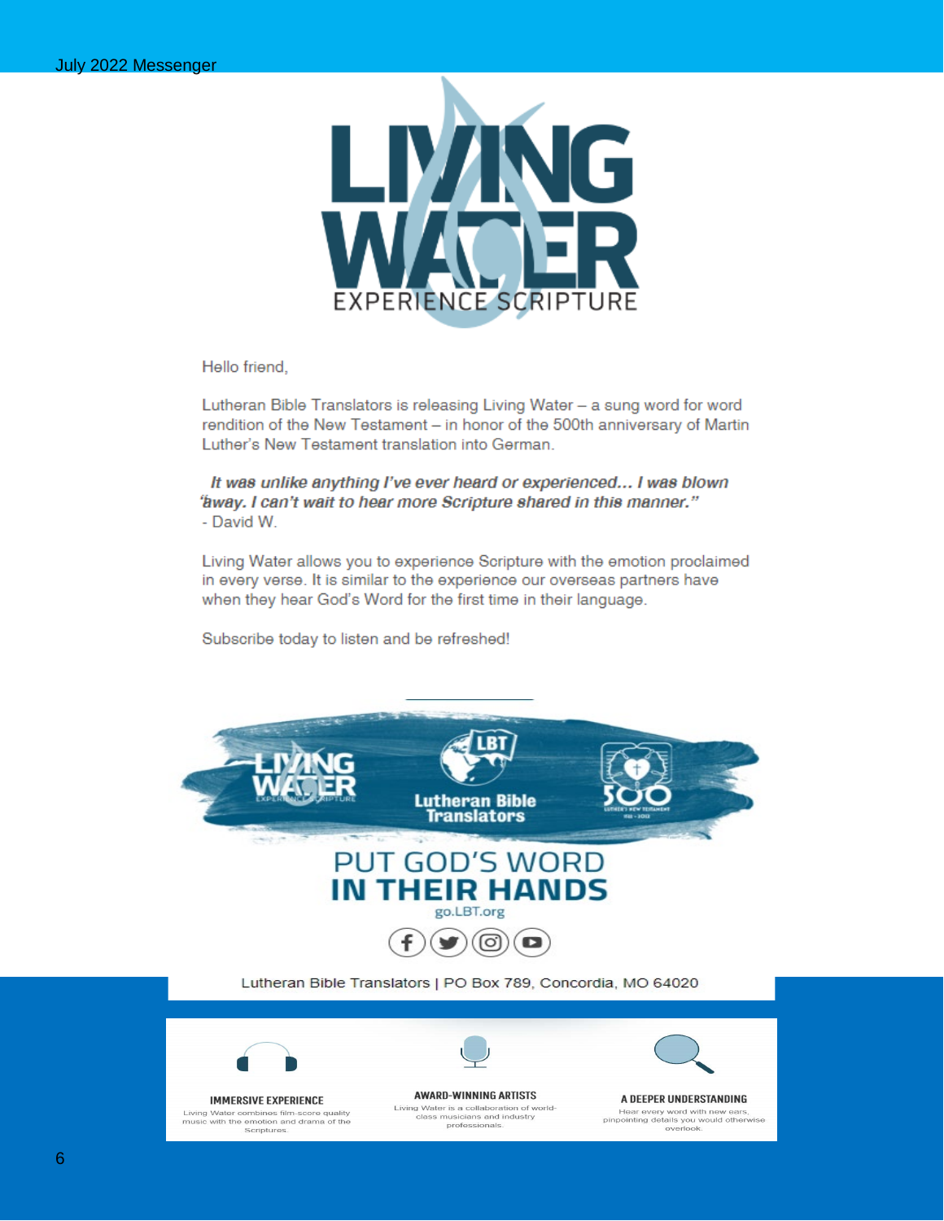# LIVING WATER

EXPERIENCE SCRIPTURE

Hello friend,

Lutheran Bible Translators is releasing Living Water – a sung word for word rendition of the New Testament – in honor of the 500th anniversary of Martin Luther's New Testament translation into German.

*"It was unlike anything I've ever heard or experienced... I was blown away. I can't wait to hear more Scripture shared in this manner."*
- David W.

Living Water allows you to experience Scripture with the emotion proclaimed in every verse. It is similar to the experience our overseas partners have when they hear God's Word for the first time in their language.

Subscribe today to listen and be refreshed!

LIVING WATER — EXPERIENCE SCRIPTURE | LBT Lutheran Bible Translators | 500 Luther's New Testament 1522 - 2022

## PUT GOD'S WORD IN THEIR HANDS

go.LBT.org

Lutheran Bible Translators | PO Box 789, Concordia, MO 64020

**IMMERSIVE EXPERIENCE**
Living Water combines film-score quality music with the emotion and drama of the Scriptures.

**AWARD-WINNING ARTISTS**
Living Water is a collaboration of world-class musicians and industry professionals.

**A DEEPER UNDERSTANDING**
Hear every word with new ears, pinpointing details you would otherwise overlook.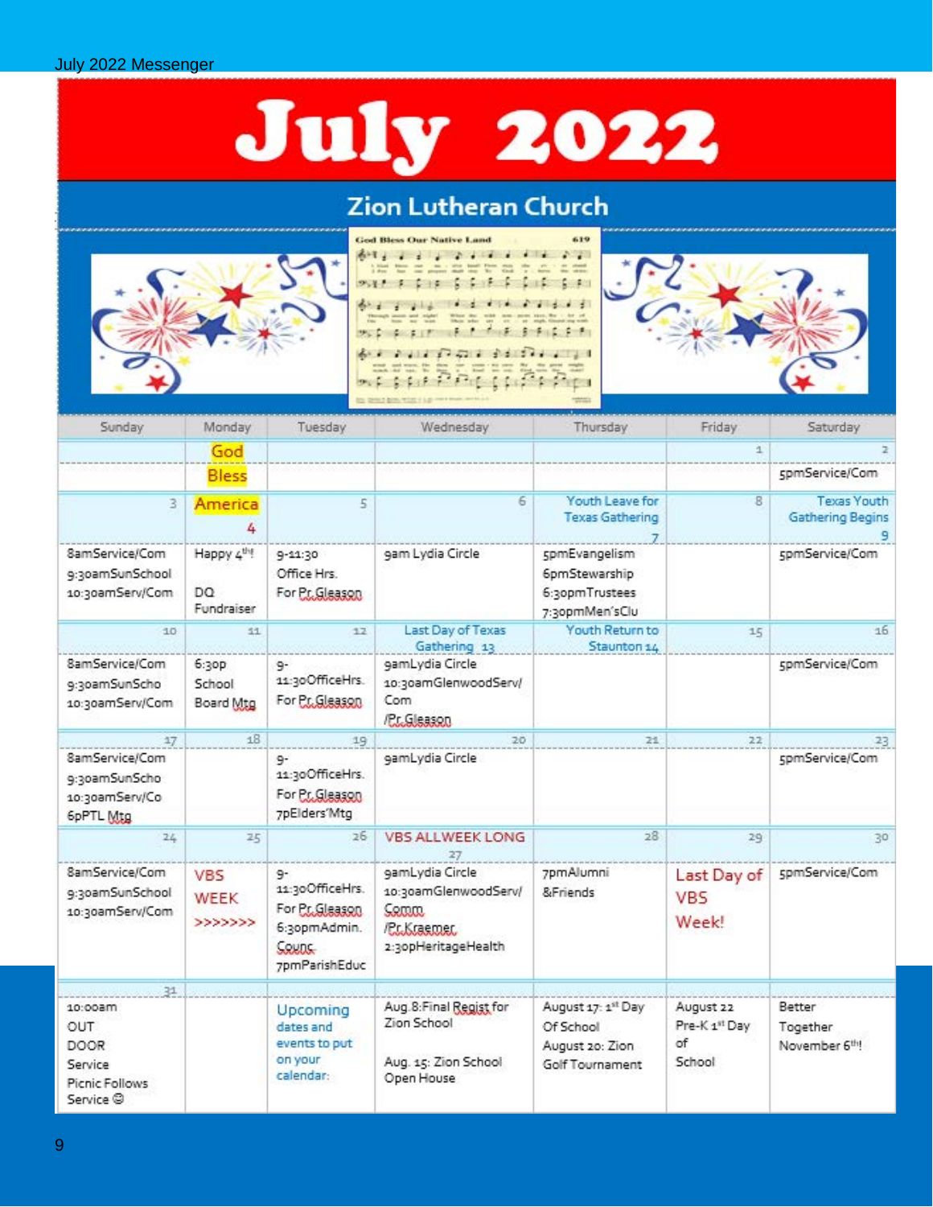# July 2022

## Zion Lutheran Church

| Sunday | Monday | Tuesday | Wednesday | Thursday | Friday | Saturday |
|---|---|---|---|---|---|---|
| | God | | | | 1 | 2 |
| | Bless | | | | | 5pmService/Com |
| 3 | America 4 | 5 | 6 | Youth Leave for Texas Gathering 7 | 8 | Texas Youth Gathering Begins 9 |
| 8amService/Com 9:30amSunSchool 10:30amServ/Com | Happy 4th! DQ Fundraiser | 9-11:30 Office Hrs. For Pr.Gleason | 9am Lydia Circle | 5pmEvangelism 6pmStewarship 6:30pmTrustees 7:30pmMen'sClu | | 5pmService/Com |
| 10 | 11 | 12 | Last Day of Texas Gathering 13 | Youth Return to Staunton 14 | 15 | 16 |
| 8amService/Com 9:30amSunScho 10:30amServ/Com | 6:30p School Board Mtg | 9-11:30OfficeHrs. For Pr.Gleason | 9amLydia Circle 10:30amGlenwoodServ/Com /Pr.Gleason | | | 5pmService/Com |
| 17 | 18 | 19 | 20 | 21 | 22 | 23 |
| 8amService/Com 9:30amSunScho 10:30amServ/Co 6pPTL Mtg | | 9-11:30OfficeHrs. For Pr.Gleason 7pElders'Mtg | 9amLydia Circle | | | 5pmService/Com |
| 24 | 25 | 26 | VBS ALLWEEK LONG 27 | 28 | 29 | 30 |
| 8amService/Com 9:30amSunSchool 10:30amServ/Com | VBS WEEK >>>>>>> | 9-11:30OfficeHrs. For Pr.Gleason 6:30pmAdmin. Counc. 7pmParishEduc | 9amLydia Circle 10:30amGlenwoodServ/Comm /Pr.Kraemer 2:30pHeritageHealth | 7pmAlumni &Friends | Last Day of VBS Week! | 5pmService/Com |
| 31 | | | | | | |
| 10:00am OUT DOOR Service Picnic Follows Service ☺ | | Upcoming dates and events to put on your calendar: | Aug.8:Final Regist for Zion School Aug. 15: Zion School Open House | August 17: 1st Day Of School August 20: Zion Golf Tournament | August 22 Pre-K 1st Day of School | Better Together November 6th! |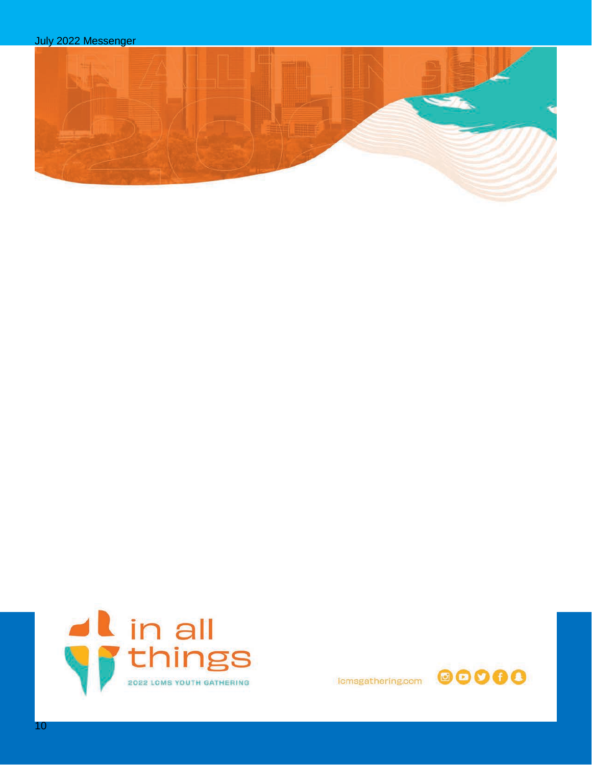in all things

2022 LCMS YOUTH GATHERING

lcmsgathering.com